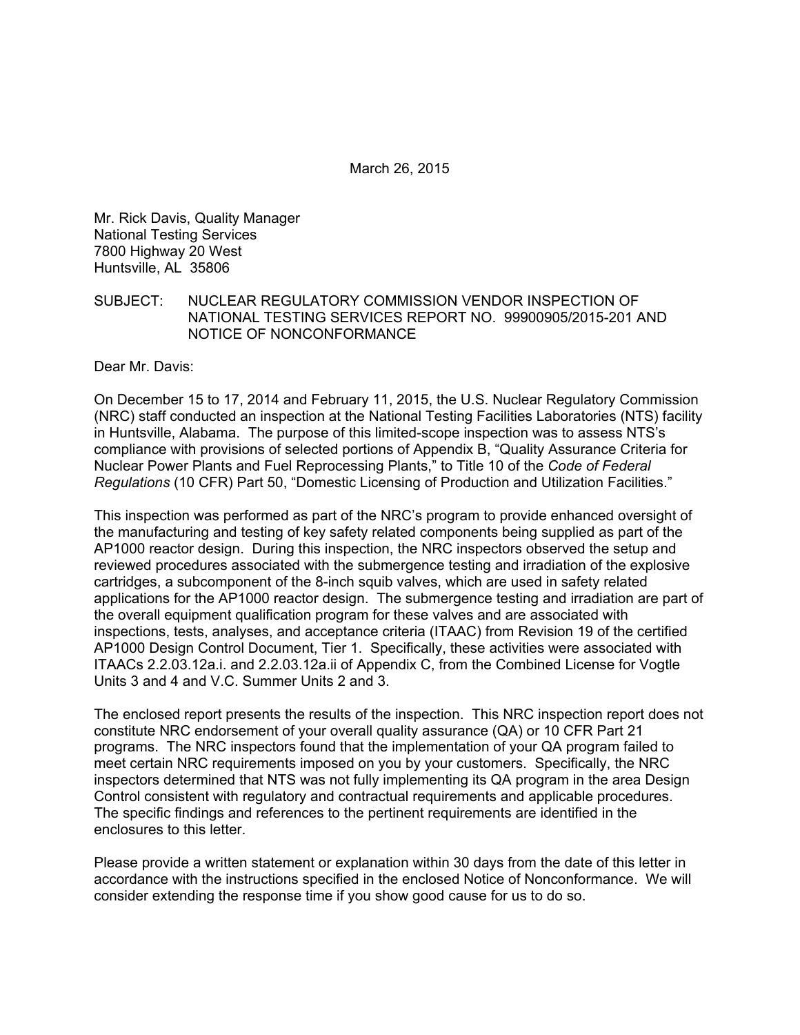March 26, 2015

Mr. Rick Davis, Quality Manager
National Testing Services
7800 Highway 20 West
Huntsville, AL 35806

SUBJECT: NUCLEAR REGULATORY COMMISSION VENDOR INSPECTION OF NATIONAL TESTING SERVICES REPORT NO. 99900905/2015-201 AND NOTICE OF NONCONFORMANCE

Dear Mr. Davis:

On December 15 to 17, 2014 and February 11, 2015, the U.S. Nuclear Regulatory Commission (NRC) staff conducted an inspection at the National Testing Facilities Laboratories (NTS) facility in Huntsville, Alabama. The purpose of this limited-scope inspection was to assess NTS's compliance with provisions of selected portions of Appendix B, "Quality Assurance Criteria for Nuclear Power Plants and Fuel Reprocessing Plants," to Title 10 of the *Code of Federal Regulations* (10 CFR) Part 50, "Domestic Licensing of Production and Utilization Facilities."

This inspection was performed as part of the NRC's program to provide enhanced oversight of the manufacturing and testing of key safety related components being supplied as part of the AP1000 reactor design. During this inspection, the NRC inspectors observed the setup and reviewed procedures associated with the submergence testing and irradiation of the explosive cartridges, a subcomponent of the 8-inch squib valves, which are used in safety related applications for the AP1000 reactor design. The submergence testing and irradiation are part of the overall equipment qualification program for these valves and are associated with inspections, tests, analyses, and acceptance criteria (ITAAC) from Revision 19 of the certified AP1000 Design Control Document, Tier 1. Specifically, these activities were associated with ITAACs 2.2.03.12a.i. and 2.2.03.12a.ii of Appendix C, from the Combined License for Vogtle Units 3 and 4 and V.C. Summer Units 2 and 3.

The enclosed report presents the results of the inspection. This NRC inspection report does not constitute NRC endorsement of your overall quality assurance (QA) or 10 CFR Part 21 programs. The NRC inspectors found that the implementation of your QA program failed to meet certain NRC requirements imposed on you by your customers. Specifically, the NRC inspectors determined that NTS was not fully implementing its QA program in the area Design Control consistent with regulatory and contractual requirements and applicable procedures. The specific findings and references to the pertinent requirements are identified in the enclosures to this letter.

Please provide a written statement or explanation within 30 days from the date of this letter in accordance with the instructions specified in the enclosed Notice of Nonconformance. We will consider extending the response time if you show good cause for us to do so.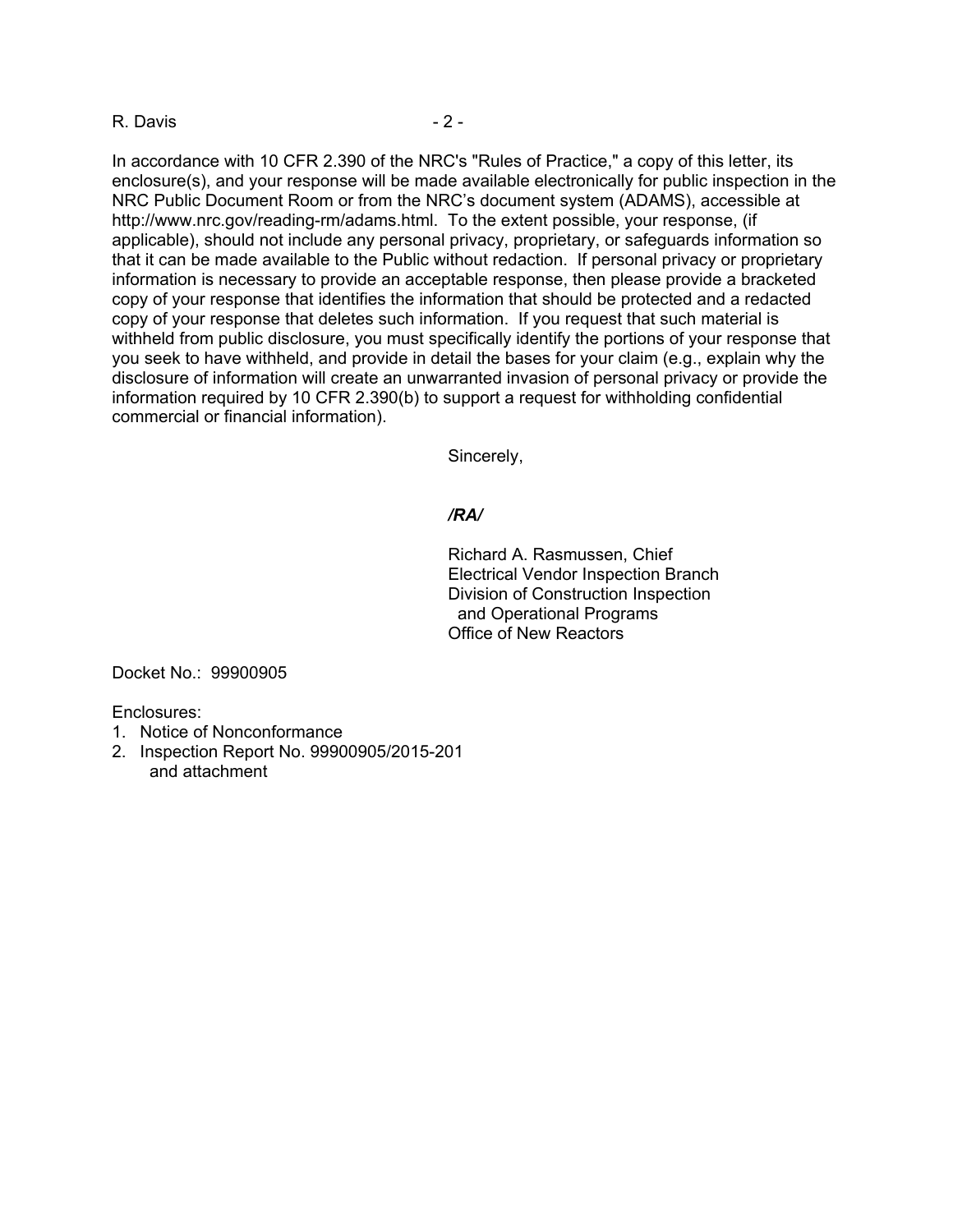In accordance with 10 CFR 2.390 of the NRC's "Rules of Practice," a copy of this letter, its enclosure(s), and your response will be made available electronically for public inspection in the NRC Public Document Room or from the NRC's document system (ADAMS), accessible at http://www.nrc.gov/reading-rm/adams.html. To the extent possible, your response, (if applicable), should not include any personal privacy, proprietary, or safeguards information so that it can be made available to the Public without redaction. If personal privacy or proprietary information is necessary to provide an acceptable response, then please provide a bracketed copy of your response that identifies the information that should be protected and a redacted copy of your response that deletes such information. If you request that such material is withheld from public disclosure, you must specifically identify the portions of your response that you seek to have withheld, and provide in detail the bases for your claim (e.g., explain why the disclosure of information will create an unwarranted invasion of personal privacy or provide the information required by 10 CFR 2.390(b) to support a request for withholding confidential commercial or financial information).

Sincerely,

***/RA/***

Richard A. Rasmussen, Chief
Electrical Vendor Inspection Branch
Division of Construction Inspection
and Operational Programs
Office of New Reactors

Docket No.: 99900905

Enclosures:
1. Notice of Nonconformance
2. Inspection Report No. 99900905/2015-201
   and attachment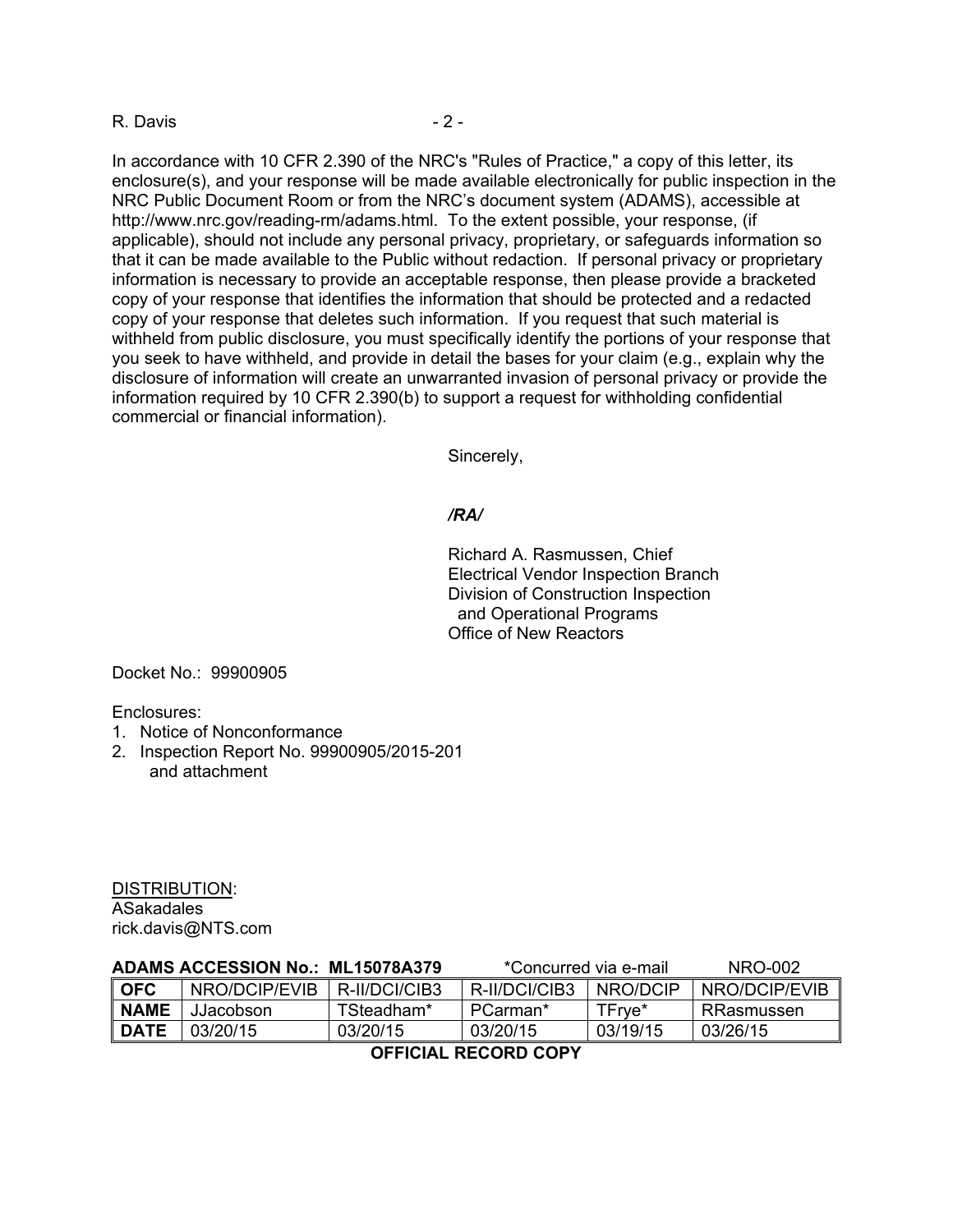In accordance with 10 CFR 2.390 of the NRC's "Rules of Practice," a copy of this letter, its enclosure(s), and your response will be made available electronically for public inspection in the NRC Public Document Room or from the NRC's document system (ADAMS), accessible at http://www.nrc.gov/reading-rm/adams.html. To the extent possible, your response, (if applicable), should not include any personal privacy, proprietary, or safeguards information so that it can be made available to the Public without redaction. If personal privacy or proprietary information is necessary to provide an acceptable response, then please provide a bracketed copy of your response that identifies the information that should be protected and a redacted copy of your response that deletes such information. If you request that such material is withheld from public disclosure, you must specifically identify the portions of your response that you seek to have withheld, and provide in detail the bases for your claim (e.g., explain why the disclosure of information will create an unwarranted invasion of personal privacy or provide the information required by 10 CFR 2.390(b) to support a request for withholding confidential commercial or financial information).

Sincerely,

*/RA/*

Richard A. Rasmussen, Chief
Electrical Vendor Inspection Branch
Division of Construction Inspection
and Operational Programs
Office of New Reactors

Docket No.: 99900905

Enclosures:
1. Notice of Nonconformance
2. Inspection Report No. 99900905/2015-201
   and attachment

DISTRIBUTION:
ASakadales
rick.davis@NTS.com

**ADAMS ACCESSION No.: ML15078A379** *Concurred via e-mail NRO-002

| **OFC** | NRO/DCIP/EVIB | R-II/DCI/CIB3 | R-II/DCI/CIB3 | NRO/DCIP | NRO/DCIP/EVIB |
|---|---|---|---|---|---|
| **NAME** | JJacobson | TSteadham* | PCarman* | TFrye* | RRasmussen |
| **DATE** | 03/20/15 | 03/20/15 | 03/20/15 | 03/19/15 | 03/26/15 |

**OFFICIAL RECORD COPY**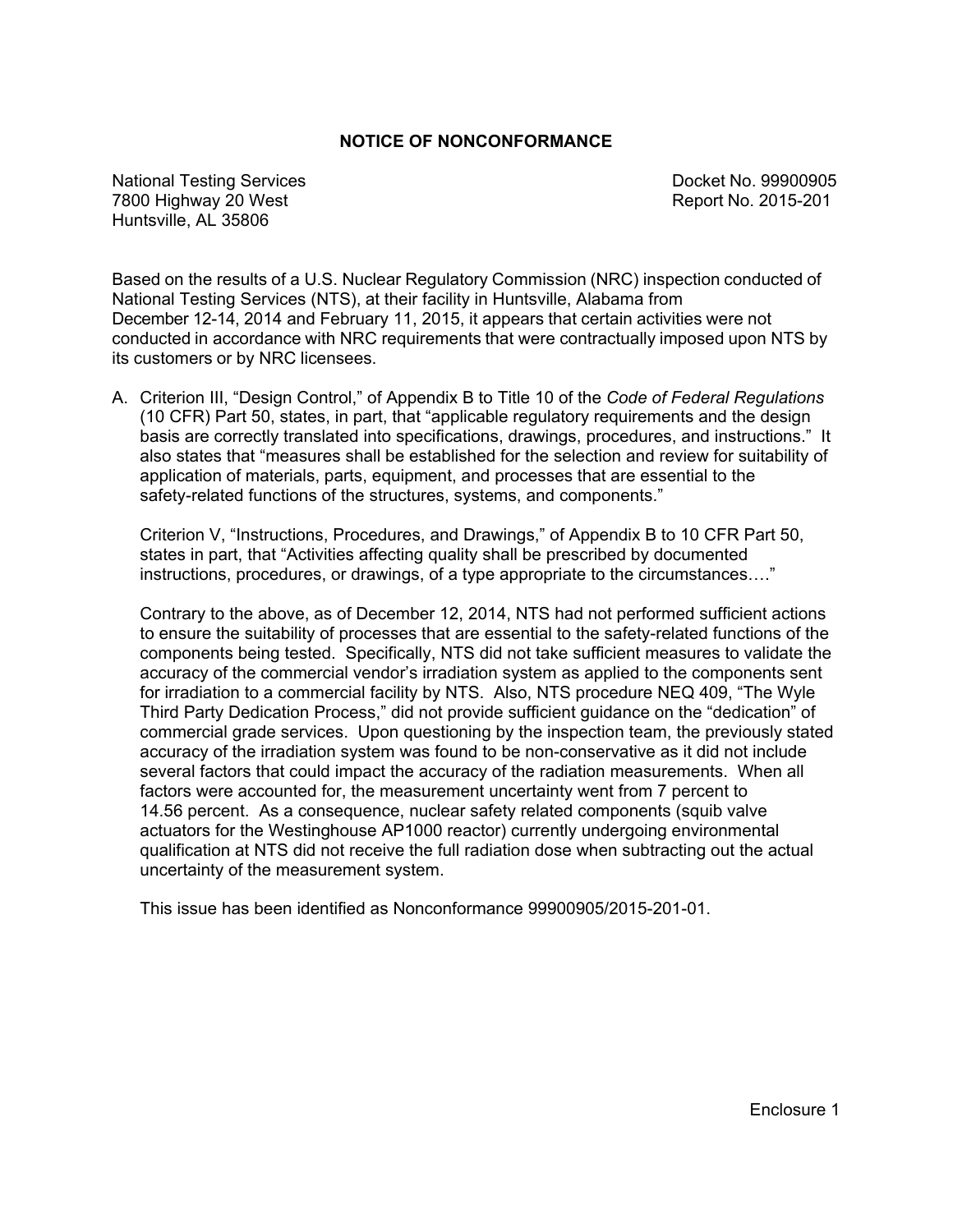## NOTICE OF NONCONFORMANCE

National Testing Services
7800 Highway 20 West
Huntsville, AL 35806

Docket No. 99900905
Report No. 2015-201

Based on the results of a U.S. Nuclear Regulatory Commission (NRC) inspection conducted of National Testing Services (NTS), at their facility in Huntsville, Alabama from December 12-14, 2014 and February 11, 2015, it appears that certain activities were not conducted in accordance with NRC requirements that were contractually imposed upon NTS by its customers or by NRC licensees.

A. Criterion III, "Design Control," of Appendix B to Title 10 of the *Code of Federal Regulations* (10 CFR) Part 50, states, in part, that "applicable regulatory requirements and the design basis are correctly translated into specifications, drawings, procedures, and instructions." It also states that "measures shall be established for the selection and review for suitability of application of materials, parts, equipment, and processes that are essential to the safety-related functions of the structures, systems, and components."

   Criterion V, "Instructions, Procedures, and Drawings," of Appendix B to 10 CFR Part 50, states in part, that "Activities affecting quality shall be prescribed by documented instructions, procedures, or drawings, of a type appropriate to the circumstances…."

   Contrary to the above, as of December 12, 2014, NTS had not performed sufficient actions to ensure the suitability of processes that are essential to the safety-related functions of the components being tested. Specifically, NTS did not take sufficient measures to validate the accuracy of the commercial vendor's irradiation system as applied to the components sent for irradiation to a commercial facility by NTS. Also, NTS procedure NEQ 409, "The Wyle Third Party Dedication Process," did not provide sufficient guidance on the "dedication" of commercial grade services. Upon questioning by the inspection team, the previously stated accuracy of the irradiation system was found to be non-conservative as it did not include several factors that could impact the accuracy of the radiation measurements. When all factors were accounted for, the measurement uncertainty went from 7 percent to 14.56 percent. As a consequence, nuclear safety related components (squib valve actuators for the Westinghouse AP1000 reactor) currently undergoing environmental qualification at NTS did not receive the full radiation dose when subtracting out the actual uncertainty of the measurement system.

   This issue has been identified as Nonconformance 99900905/2015-201-01.

Enclosure 1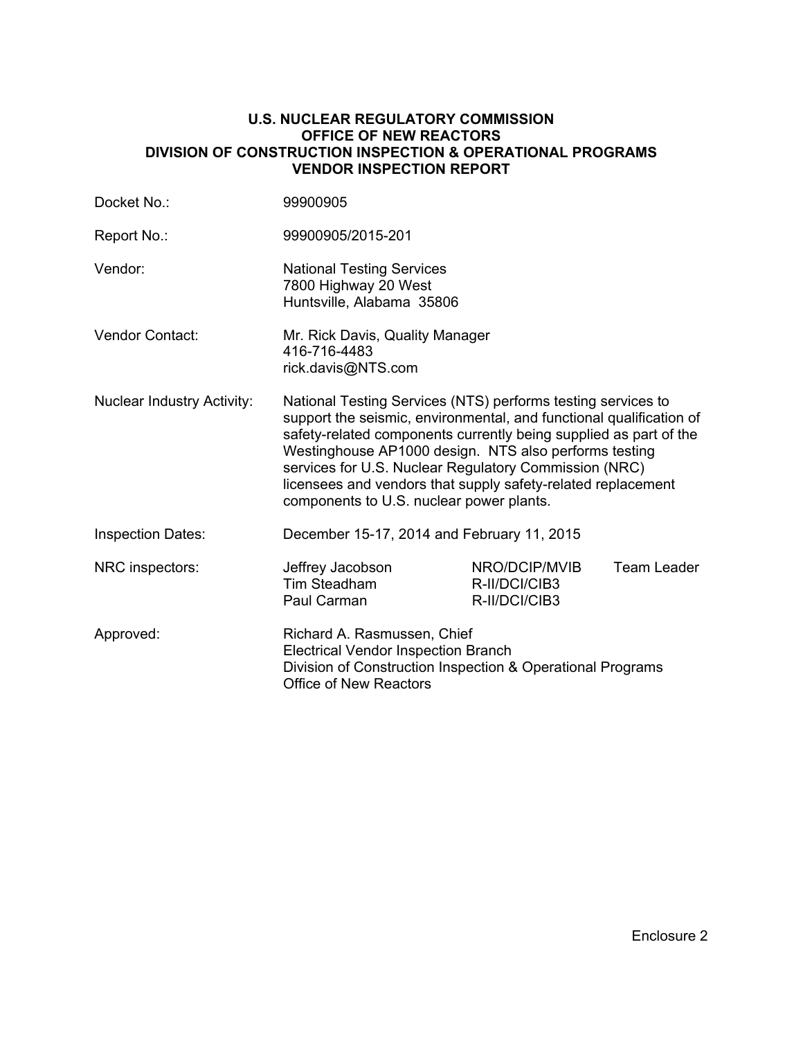**U.S. NUCLEAR REGULATORY COMMISSION**
**OFFICE OF NEW REACTORS**
**DIVISION OF CONSTRUCTION INSPECTION & OPERATIONAL PROGRAMS**
**VENDOR INSPECTION REPORT**

| | |
|---|---|
| Docket No.: | 99900905 |
| Report No.: | 99900905/2015-201 |
| Vendor: | National Testing Services<br>7800 Highway 20 West<br>Huntsville, Alabama 35806 |
| Vendor Contact: | Mr. Rick Davis, Quality Manager<br>416-716-4483<br>rick.davis@NTS.com |
| Nuclear Industry Activity: | National Testing Services (NTS) performs testing services to support the seismic, environmental, and functional qualification of safety-related components currently being supplied as part of the Westinghouse AP1000 design. NTS also performs testing services for U.S. Nuclear Regulatory Commission (NRC) licensees and vendors that supply safety-related replacement components to U.S. nuclear power plants. |
| Inspection Dates: | December 15-17, 2014 and February 11, 2015 |

| | | | |
|---|---|---|---|
| NRC inspectors: | Jeffrey Jacobson | NRO/DCIP/MVIB | Team Leader |
| | Tim Steadham | R-II/DCI/CIB3 | |
| | Paul Carman | R-II/DCI/CIB3 | |

| | |
|---|---|
| Approved: | Richard A. Rasmussen, Chief<br>Electrical Vendor Inspection Branch<br>Division of Construction Inspection & Operational Programs<br>Office of New Reactors |

Enclosure 2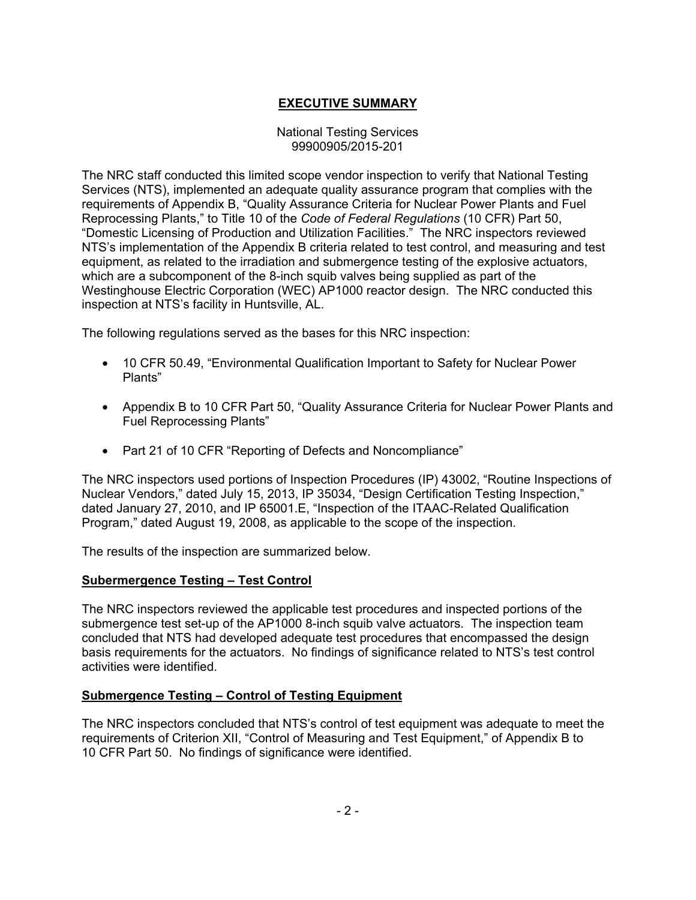# **EXECUTIVE SUMMARY**

National Testing Services
99900905/2015-201

The NRC staff conducted this limited scope vendor inspection to verify that National Testing Services (NTS), implemented an adequate quality assurance program that complies with the requirements of Appendix B, "Quality Assurance Criteria for Nuclear Power Plants and Fuel Reprocessing Plants," to Title 10 of the *Code of Federal Regulations* (10 CFR) Part 50, "Domestic Licensing of Production and Utilization Facilities." The NRC inspectors reviewed NTS's implementation of the Appendix B criteria related to test control, and measuring and test equipment, as related to the irradiation and submergence testing of the explosive actuators, which are a subcomponent of the 8-inch squib valves being supplied as part of the Westinghouse Electric Corporation (WEC) AP1000 reactor design. The NRC conducted this inspection at NTS's facility in Huntsville, AL.

The following regulations served as the bases for this NRC inspection:

- 10 CFR 50.49, "Environmental Qualification Important to Safety for Nuclear Power Plants"
- Appendix B to 10 CFR Part 50, "Quality Assurance Criteria for Nuclear Power Plants and Fuel Reprocessing Plants"
- Part 21 of 10 CFR "Reporting of Defects and Noncompliance"

The NRC inspectors used portions of Inspection Procedures (IP) 43002, "Routine Inspections of Nuclear Vendors," dated July 15, 2013, IP 35034, "Design Certification Testing Inspection," dated January 27, 2010, and IP 65001.E, "Inspection of the ITAAC-Related Qualification Program," dated August 19, 2008, as applicable to the scope of the inspection.

The results of the inspection are summarized below.

## **Subermergence Testing – Test Control**

The NRC inspectors reviewed the applicable test procedures and inspected portions of the submergence test set-up of the AP1000 8-inch squib valve actuators. The inspection team concluded that NTS had developed adequate test procedures that encompassed the design basis requirements for the actuators. No findings of significance related to NTS's test control activities were identified.

## **Submergence Testing – Control of Testing Equipment**

The NRC inspectors concluded that NTS's control of test equipment was adequate to meet the requirements of Criterion XII, "Control of Measuring and Test Equipment," of Appendix B to 10 CFR Part 50. No findings of significance were identified.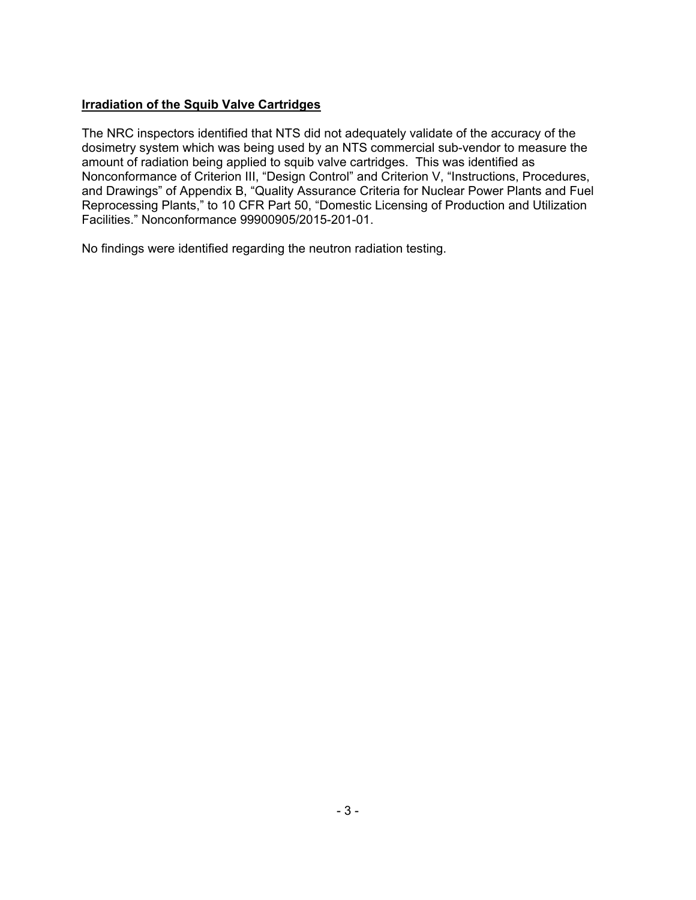**Irradiation of the Squib Valve Cartridges**

The NRC inspectors identified that NTS did not adequately validate of the accuracy of the dosimetry system which was being used by an NTS commercial sub-vendor to measure the amount of radiation being applied to squib valve cartridges. This was identified as Nonconformance of Criterion III, "Design Control" and Criterion V, "Instructions, Procedures, and Drawings" of Appendix B, "Quality Assurance Criteria for Nuclear Power Plants and Fuel Reprocessing Plants," to 10 CFR Part 50, "Domestic Licensing of Production and Utilization Facilities." Nonconformance 99900905/2015-201-01.

No findings were identified regarding the neutron radiation testing.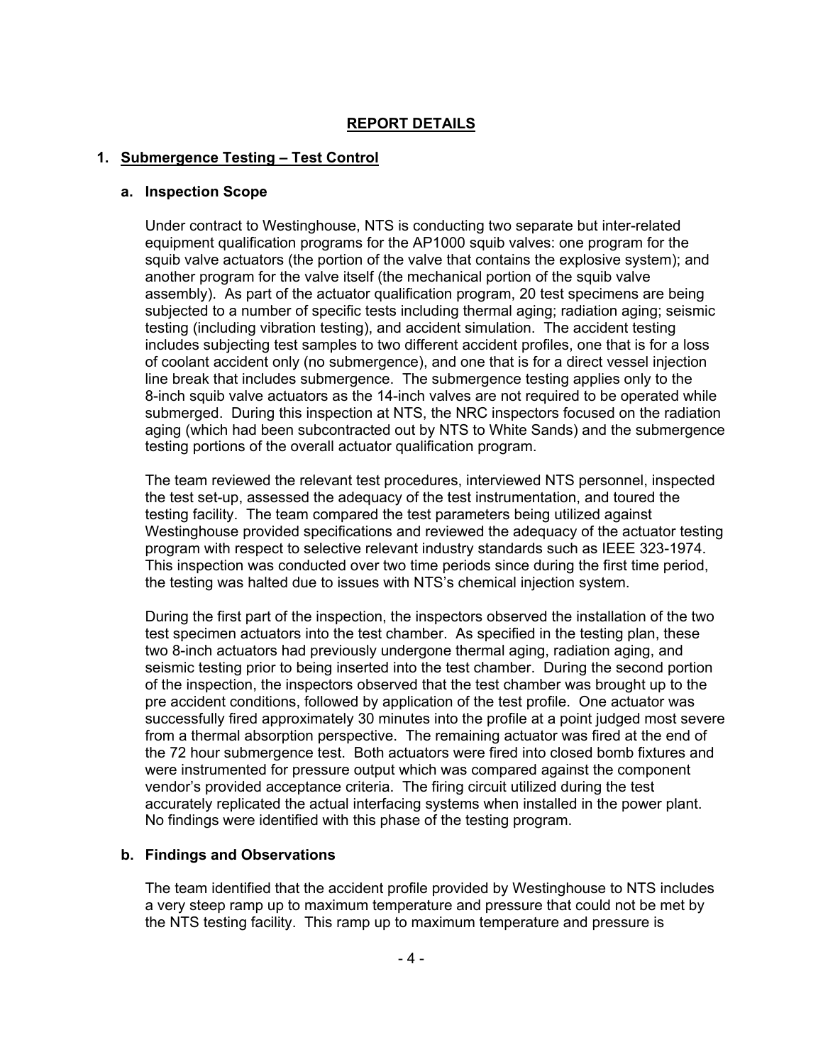## REPORT DETAILS

### 1. Submergence Testing – Test Control

#### a. Inspection Scope

Under contract to Westinghouse, NTS is conducting two separate but inter-related equipment qualification programs for the AP1000 squib valves: one program for the squib valve actuators (the portion of the valve that contains the explosive system); and another program for the valve itself (the mechanical portion of the squib valve assembly). As part of the actuator qualification program, 20 test specimens are being subjected to a number of specific tests including thermal aging; radiation aging; seismic testing (including vibration testing), and accident simulation. The accident testing includes subjecting test samples to two different accident profiles, one that is for a loss of coolant accident only (no submergence), and one that is for a direct vessel injection line break that includes submergence. The submergence testing applies only to the 8-inch squib valve actuators as the 14-inch valves are not required to be operated while submerged. During this inspection at NTS, the NRC inspectors focused on the radiation aging (which had been subcontracted out by NTS to White Sands) and the submergence testing portions of the overall actuator qualification program.

The team reviewed the relevant test procedures, interviewed NTS personnel, inspected the test set-up, assessed the adequacy of the test instrumentation, and toured the testing facility. The team compared the test parameters being utilized against Westinghouse provided specifications and reviewed the adequacy of the actuator testing program with respect to selective relevant industry standards such as IEEE 323-1974. This inspection was conducted over two time periods since during the first time period, the testing was halted due to issues with NTS's chemical injection system.

During the first part of the inspection, the inspectors observed the installation of the two test specimen actuators into the test chamber. As specified in the testing plan, these two 8-inch actuators had previously undergone thermal aging, radiation aging, and seismic testing prior to being inserted into the test chamber. During the second portion of the inspection, the inspectors observed that the test chamber was brought up to the pre accident conditions, followed by application of the test profile. One actuator was successfully fired approximately 30 minutes into the profile at a point judged most severe from a thermal absorption perspective. The remaining actuator was fired at the end of the 72 hour submergence test. Both actuators were fired into closed bomb fixtures and were instrumented for pressure output which was compared against the component vendor's provided acceptance criteria. The firing circuit utilized during the test accurately replicated the actual interfacing systems when installed in the power plant. No findings were identified with this phase of the testing program.

#### b. Findings and Observations

The team identified that the accident profile provided by Westinghouse to NTS includes a very steep ramp up to maximum temperature and pressure that could not be met by the NTS testing facility. This ramp up to maximum temperature and pressure is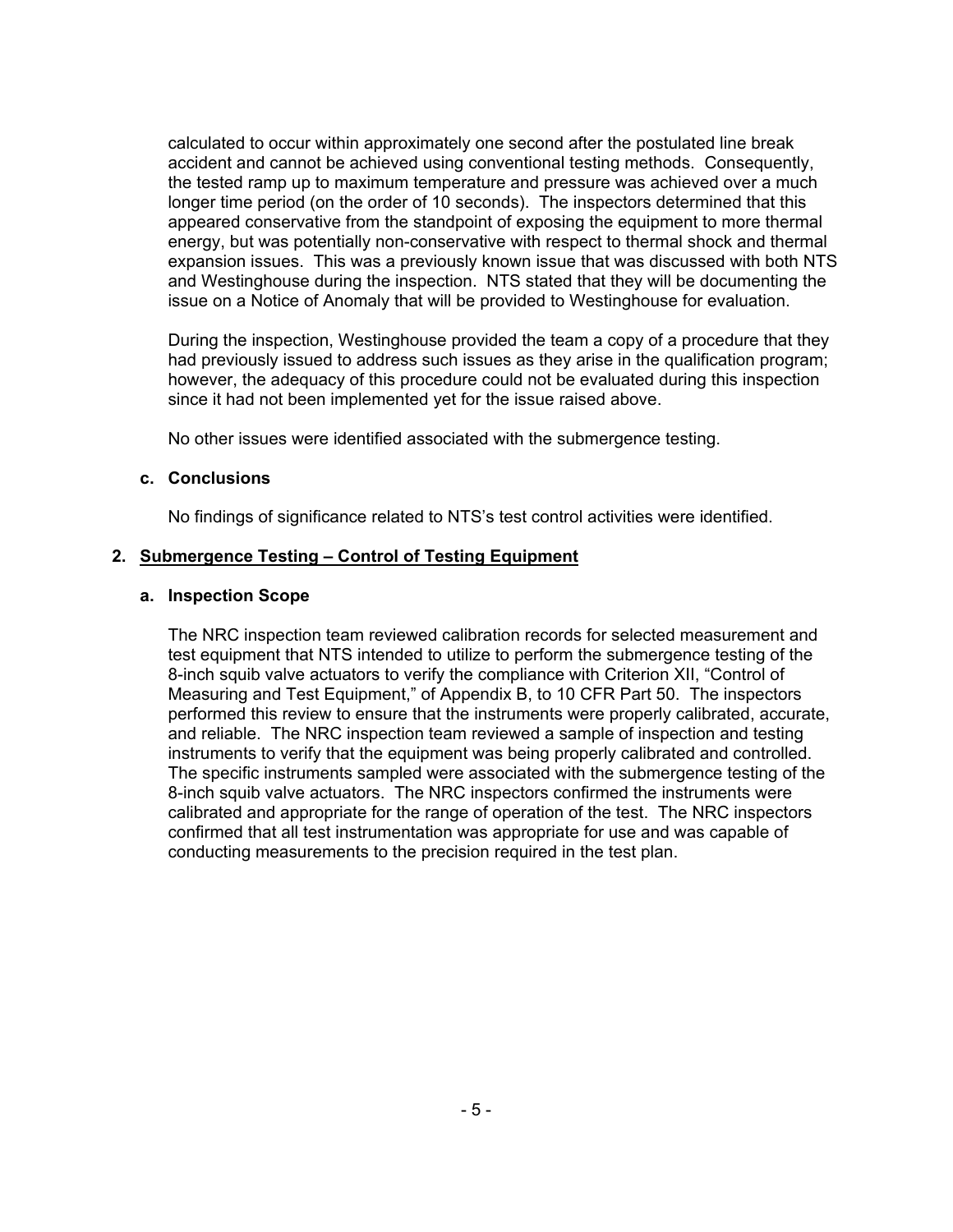calculated to occur within approximately one second after the postulated line break accident and cannot be achieved using conventional testing methods. Consequently, the tested ramp up to maximum temperature and pressure was achieved over a much longer time period (on the order of 10 seconds). The inspectors determined that this appeared conservative from the standpoint of exposing the equipment to more thermal energy, but was potentially non-conservative with respect to thermal shock and thermal expansion issues. This was a previously known issue that was discussed with both NTS and Westinghouse during the inspection. NTS stated that they will be documenting the issue on a Notice of Anomaly that will be provided to Westinghouse for evaluation.

During the inspection, Westinghouse provided the team a copy of a procedure that they had previously issued to address such issues as they arise in the qualification program; however, the adequacy of this procedure could not be evaluated during this inspection since it had not been implemented yet for the issue raised above.

No other issues were identified associated with the submergence testing.

### c. Conclusions

No findings of significance related to NTS's test control activities were identified.

## 2. Submergence Testing – Control of Testing Equipment

### a. Inspection Scope

The NRC inspection team reviewed calibration records for selected measurement and test equipment that NTS intended to utilize to perform the submergence testing of the 8-inch squib valve actuators to verify the compliance with Criterion XII, "Control of Measuring and Test Equipment," of Appendix B, to 10 CFR Part 50. The inspectors performed this review to ensure that the instruments were properly calibrated, accurate, and reliable. The NRC inspection team reviewed a sample of inspection and testing instruments to verify that the equipment was being properly calibrated and controlled. The specific instruments sampled were associated with the submergence testing of the 8-inch squib valve actuators. The NRC inspectors confirmed the instruments were calibrated and appropriate for the range of operation of the test. The NRC inspectors confirmed that all test instrumentation was appropriate for use and was capable of conducting measurements to the precision required in the test plan.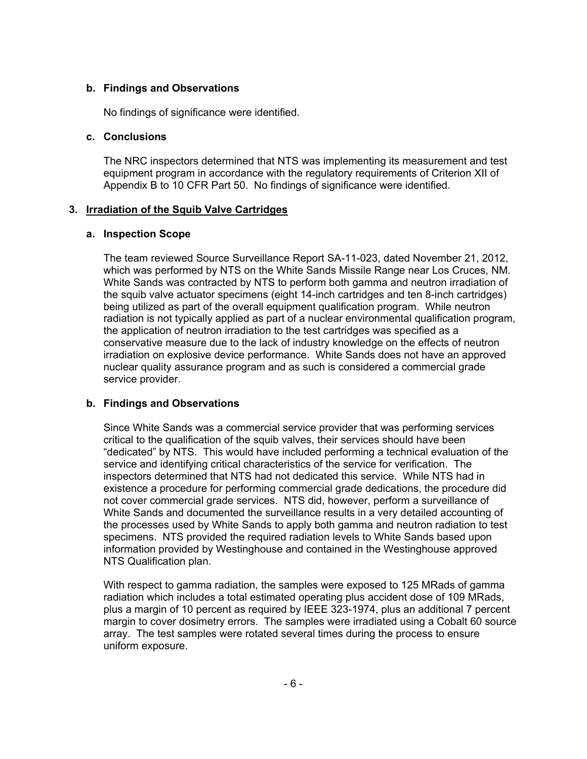**b. Findings and Observations**

No findings of significance were identified.

**c. Conclusions**

The NRC inspectors determined that NTS was implementing its measurement and test equipment program in accordance with the regulatory requirements of Criterion XII of Appendix B to 10 CFR Part 50. No findings of significance were identified.

## 3. Irradiation of the Squib Valve Cartridges

**a. Inspection Scope**

The team reviewed Source Surveillance Report SA-11-023, dated November 21, 2012, which was performed by NTS on the White Sands Missile Range near Los Cruces, NM. White Sands was contracted by NTS to perform both gamma and neutron irradiation of the squib valve actuator specimens (eight 14-inch cartridges and ten 8-inch cartridges) being utilized as part of the overall equipment qualification program. While neutron radiation is not typically applied as part of a nuclear environmental qualification program, the application of neutron irradiation to the test cartridges was specified as a conservative measure due to the lack of industry knowledge on the effects of neutron irradiation on explosive device performance. White Sands does not have an approved nuclear quality assurance program and as such is considered a commercial grade service provider.

**b. Findings and Observations**

Since White Sands was a commercial service provider that was performing services critical to the qualification of the squib valves, their services should have been "dedicated" by NTS. This would have included performing a technical evaluation of the service and identifying critical characteristics of the service for verification. The inspectors determined that NTS had not dedicated this service. While NTS had in existence a procedure for performing commercial grade dedications, the procedure did not cover commercial grade services. NTS did, however, perform a surveillance of White Sands and documented the surveillance results in a very detailed accounting of the processes used by White Sands to apply both gamma and neutron radiation to test specimens. NTS provided the required radiation levels to White Sands based upon information provided by Westinghouse and contained in the Westinghouse approved NTS Qualification plan.

With respect to gamma radiation, the samples were exposed to 125 MRads of gamma radiation which includes a total estimated operating plus accident dose of 109 MRads, plus a margin of 10 percent as required by IEEE 323-1974, plus an additional 7 percent margin to cover dosimetry errors. The samples were irradiated using a Cobalt 60 source array. The test samples were rotated several times during the process to ensure uniform exposure.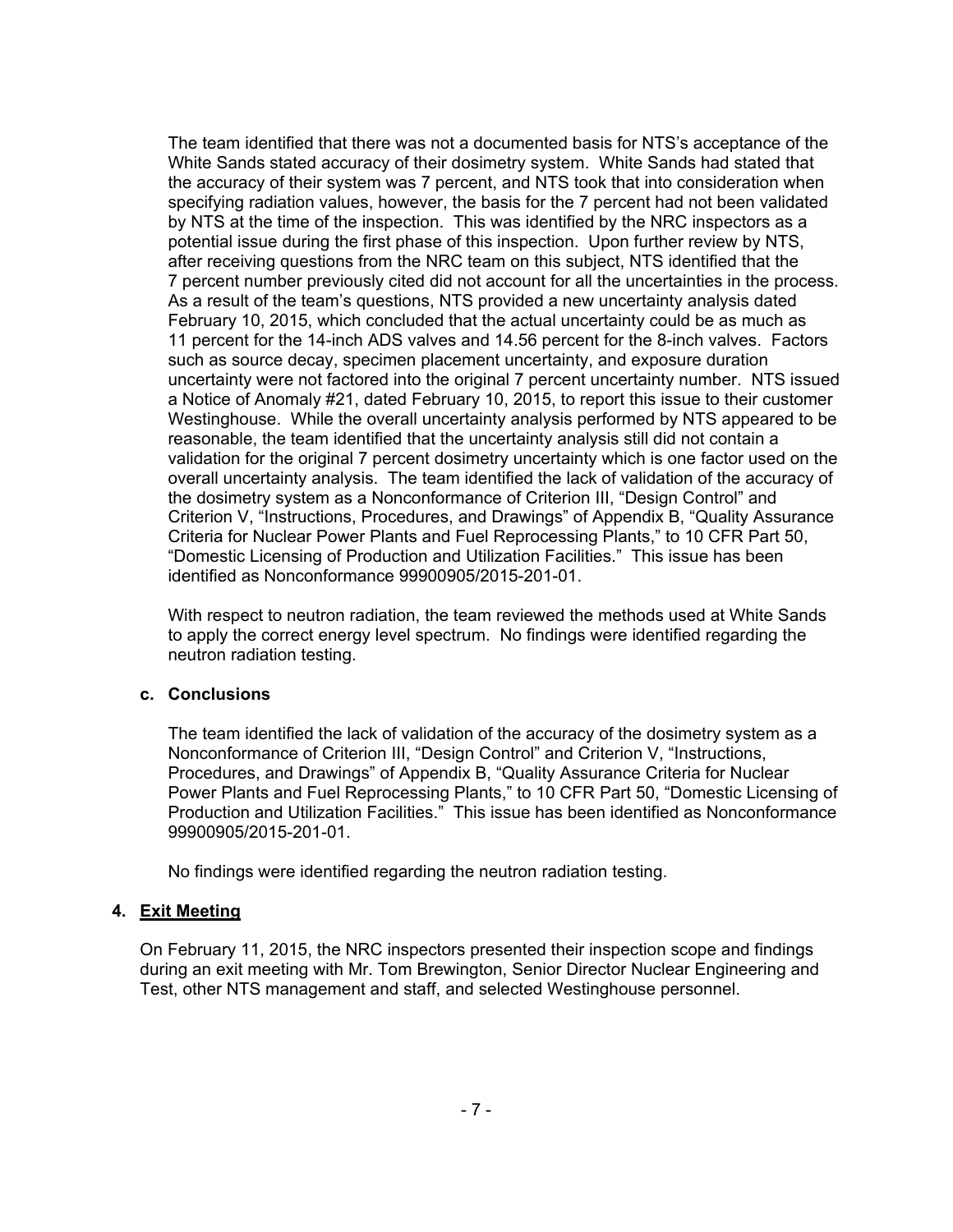The team identified that there was not a documented basis for NTS's acceptance of the White Sands stated accuracy of their dosimetry system. White Sands had stated that the accuracy of their system was 7 percent, and NTS took that into consideration when specifying radiation values, however, the basis for the 7 percent had not been validated by NTS at the time of the inspection. This was identified by the NRC inspectors as a potential issue during the first phase of this inspection. Upon further review by NTS, after receiving questions from the NRC team on this subject, NTS identified that the 7 percent number previously cited did not account for all the uncertainties in the process. As a result of the team's questions, NTS provided a new uncertainty analysis dated February 10, 2015, which concluded that the actual uncertainty could be as much as 11 percent for the 14-inch ADS valves and 14.56 percent for the 8-inch valves. Factors such as source decay, specimen placement uncertainty, and exposure duration uncertainty were not factored into the original 7 percent uncertainty number. NTS issued a Notice of Anomaly #21, dated February 10, 2015, to report this issue to their customer Westinghouse. While the overall uncertainty analysis performed by NTS appeared to be reasonable, the team identified that the uncertainty analysis still did not contain a validation for the original 7 percent dosimetry uncertainty which is one factor used on the overall uncertainty analysis. The team identified the lack of validation of the accuracy of the dosimetry system as a Nonconformance of Criterion III, "Design Control" and Criterion V, "Instructions, Procedures, and Drawings" of Appendix B, "Quality Assurance Criteria for Nuclear Power Plants and Fuel Reprocessing Plants," to 10 CFR Part 50, "Domestic Licensing of Production and Utilization Facilities." This issue has been identified as Nonconformance 99900905/2015-201-01.

With respect to neutron radiation, the team reviewed the methods used at White Sands to apply the correct energy level spectrum. No findings were identified regarding the neutron radiation testing.

### c. Conclusions

The team identified the lack of validation of the accuracy of the dosimetry system as a Nonconformance of Criterion III, "Design Control" and Criterion V, "Instructions, Procedures, and Drawings" of Appendix B, "Quality Assurance Criteria for Nuclear Power Plants and Fuel Reprocessing Plants," to 10 CFR Part 50, "Domestic Licensing of Production and Utilization Facilities." This issue has been identified as Nonconformance 99900905/2015-201-01.

No findings were identified regarding the neutron radiation testing.

## 4. Exit Meeting

On February 11, 2015, the NRC inspectors presented their inspection scope and findings during an exit meeting with Mr. Tom Brewington, Senior Director Nuclear Engineering and Test, other NTS management and staff, and selected Westinghouse personnel.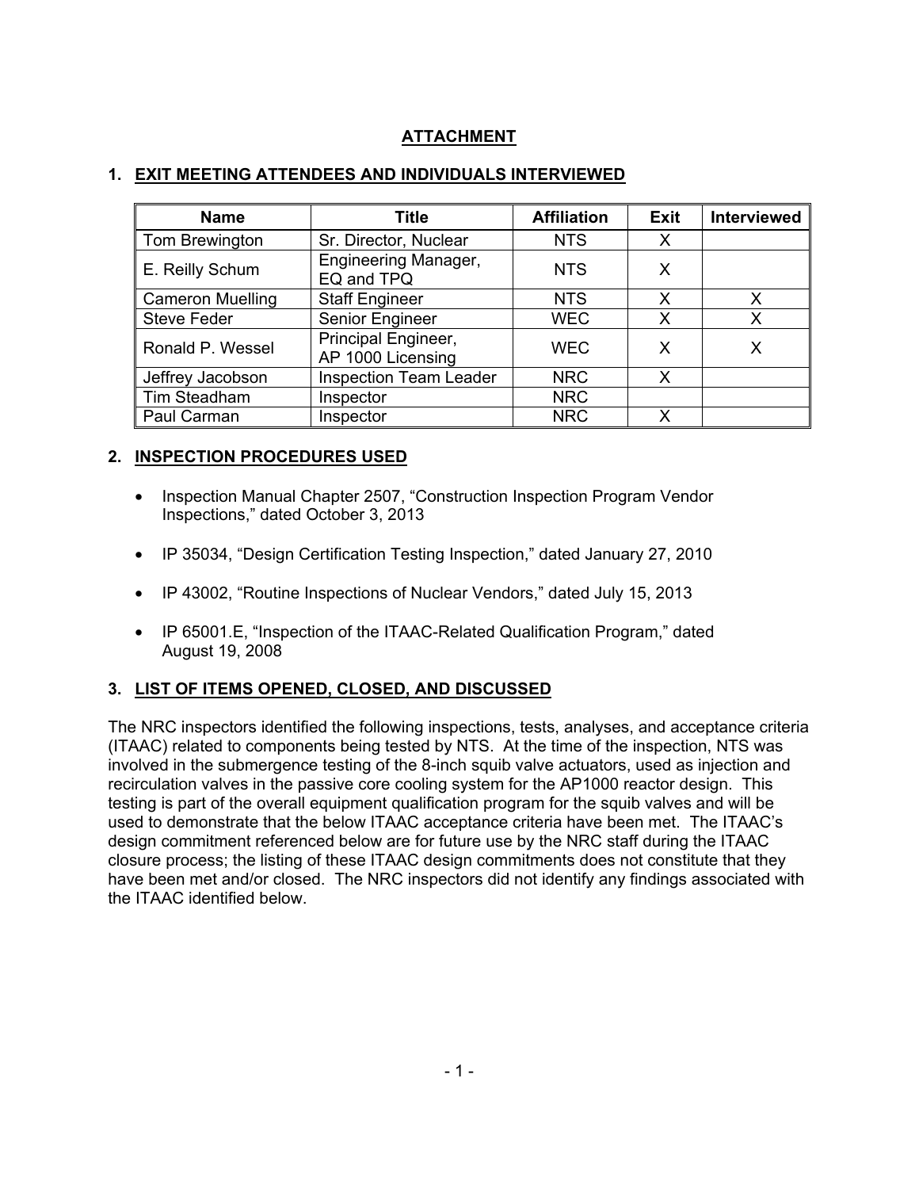# ATTACHMENT

## 1. EXIT MEETING ATTENDEES AND INDIVIDUALS INTERVIEWED

| Name | Title | Affiliation | Exit | Interviewed |
|---|---|---|---|---|
| Tom Brewington | Sr. Director, Nuclear | NTS | X | |
| E. Reilly Schum | Engineering Manager, EQ and TPQ | NTS | X | |
| Cameron Muelling | Staff Engineer | NTS | X | X |
| Steve Feder | Senior Engineer | WEC | X | X |
| Ronald P. Wessel | Principal Engineer, AP 1000 Licensing | WEC | X | X |
| Jeffrey Jacobson | Inspection Team Leader | NRC | X | |
| Tim Steadham | Inspector | NRC | | |
| Paul Carman | Inspector | NRC | X | |

## 2. INSPECTION PROCEDURES USED

- Inspection Manual Chapter 2507, "Construction Inspection Program Vendor Inspections," dated October 3, 2013
- IP 35034, "Design Certification Testing Inspection," dated January 27, 2010
- IP 43002, "Routine Inspections of Nuclear Vendors," dated July 15, 2013
- IP 65001.E, "Inspection of the ITAAC-Related Qualification Program," dated August 19, 2008

## 3. LIST OF ITEMS OPENED, CLOSED, AND DISCUSSED

The NRC inspectors identified the following inspections, tests, analyses, and acceptance criteria (ITAAC) related to components being tested by NTS. At the time of the inspection, NTS was involved in the submergence testing of the 8-inch squib valve actuators, used as injection and recirculation valves in the passive core cooling system for the AP1000 reactor design. This testing is part of the overall equipment qualification program for the squib valves and will be used to demonstrate that the below ITAAC acceptance criteria have been met. The ITAAC's design commitment referenced below are for future use by the NRC staff during the ITAAC closure process; the listing of these ITAAC design commitments does not constitute that they have been met and/or closed. The NRC inspectors did not identify any findings associated with the ITAAC identified below.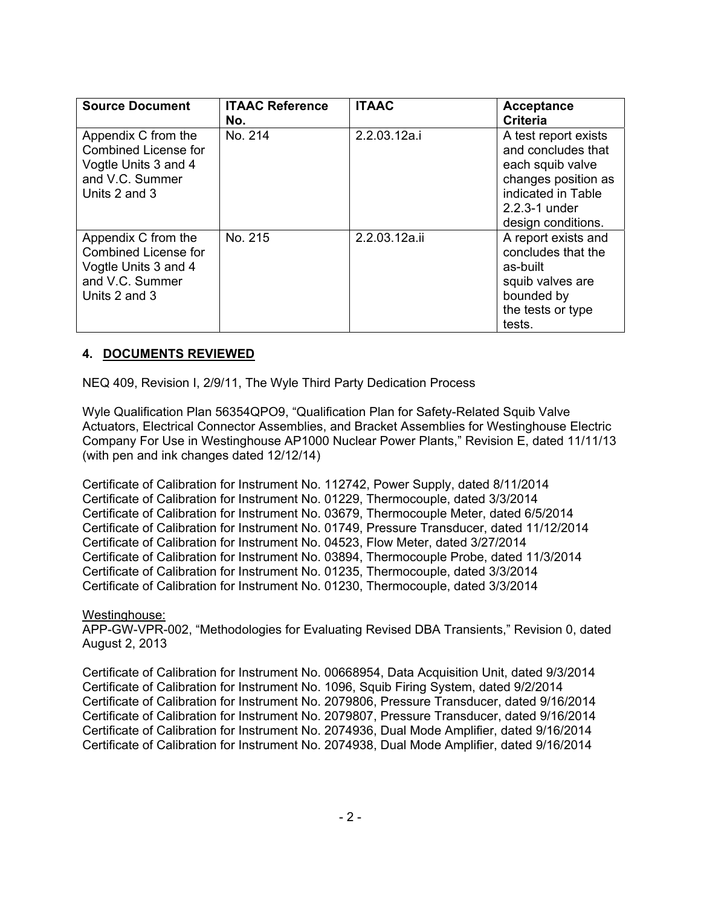| Source Document | ITAAC Reference No. | ITAAC | Acceptance Criteria |
|---|---|---|---|
| Appendix C from the Combined License for Vogtle Units 3 and 4 and V.C. Summer Units 2 and 3 | No. 214 | 2.2.03.12a.i | A test report exists and concludes that each squib valve changes position as indicated in Table 2.2.3-1 under design conditions. |
| Appendix C from the Combined License for Vogtle Units 3 and 4 and V.C. Summer Units 2 and 3 | No. 215 | 2.2.03.12a.ii | A report exists and concludes that the as-built squib valves are bounded by the tests or type tests. |

## 4. DOCUMENTS REVIEWED

NEQ 409, Revision I, 2/9/11, The Wyle Third Party Dedication Process

Wyle Qualification Plan 56354QPO9, "Qualification Plan for Safety-Related Squib Valve Actuators, Electrical Connector Assemblies, and Bracket Assemblies for Westinghouse Electric Company For Use in Westinghouse AP1000 Nuclear Power Plants," Revision E, dated 11/11/13 (with pen and ink changes dated 12/12/14)

Certificate of Calibration for Instrument No. 112742, Power Supply, dated 8/11/2014
Certificate of Calibration for Instrument No. 01229, Thermocouple, dated 3/3/2014
Certificate of Calibration for Instrument No. 03679, Thermocouple Meter, dated 6/5/2014
Certificate of Calibration for Instrument No. 01749, Pressure Transducer, dated 11/12/2014
Certificate of Calibration for Instrument No. 04523, Flow Meter, dated 3/27/2014
Certificate of Calibration for Instrument No. 03894, Thermocouple Probe, dated 11/3/2014
Certificate of Calibration for Instrument No. 01235, Thermocouple, dated 3/3/2014
Certificate of Calibration for Instrument No. 01230, Thermocouple, dated 3/3/2014

Westinghouse:
APP-GW-VPR-002, "Methodologies for Evaluating Revised DBA Transients," Revision 0, dated August 2, 2013

Certificate of Calibration for Instrument No. 00668954, Data Acquisition Unit, dated 9/3/2014
Certificate of Calibration for Instrument No. 1096, Squib Firing System, dated 9/2/2014
Certificate of Calibration for Instrument No. 2079806, Pressure Transducer, dated 9/16/2014
Certificate of Calibration for Instrument No. 2079807, Pressure Transducer, dated 9/16/2014
Certificate of Calibration for Instrument No. 2074936, Dual Mode Amplifier, dated 9/16/2014
Certificate of Calibration for Instrument No. 2074938, Dual Mode Amplifier, dated 9/16/2014